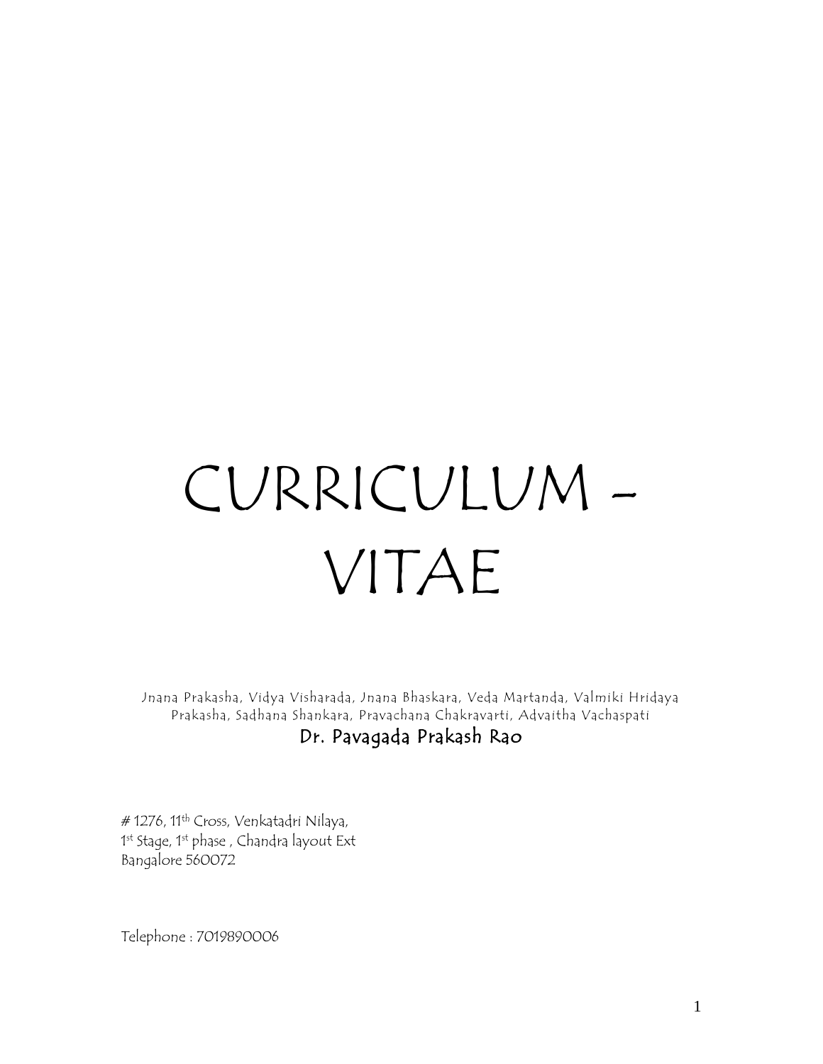# CURRICULUM - VITAE

Jnana Prakasha, Vidya Visharada, Jnana Bhaskara, Veda Martanda, Valmiki Hridaya Prakasha, Sadhana Shankara, Pravachana Chakravarti, Advaitha Vachaspati

**Dr. Pavagada Prakash Rao**

# 1276, 11th Cross, Venkatadri Nilaya,
1st Stage, 1st phase , Chandra layout Ext
Bangalore 560072

Telephone : 7019890006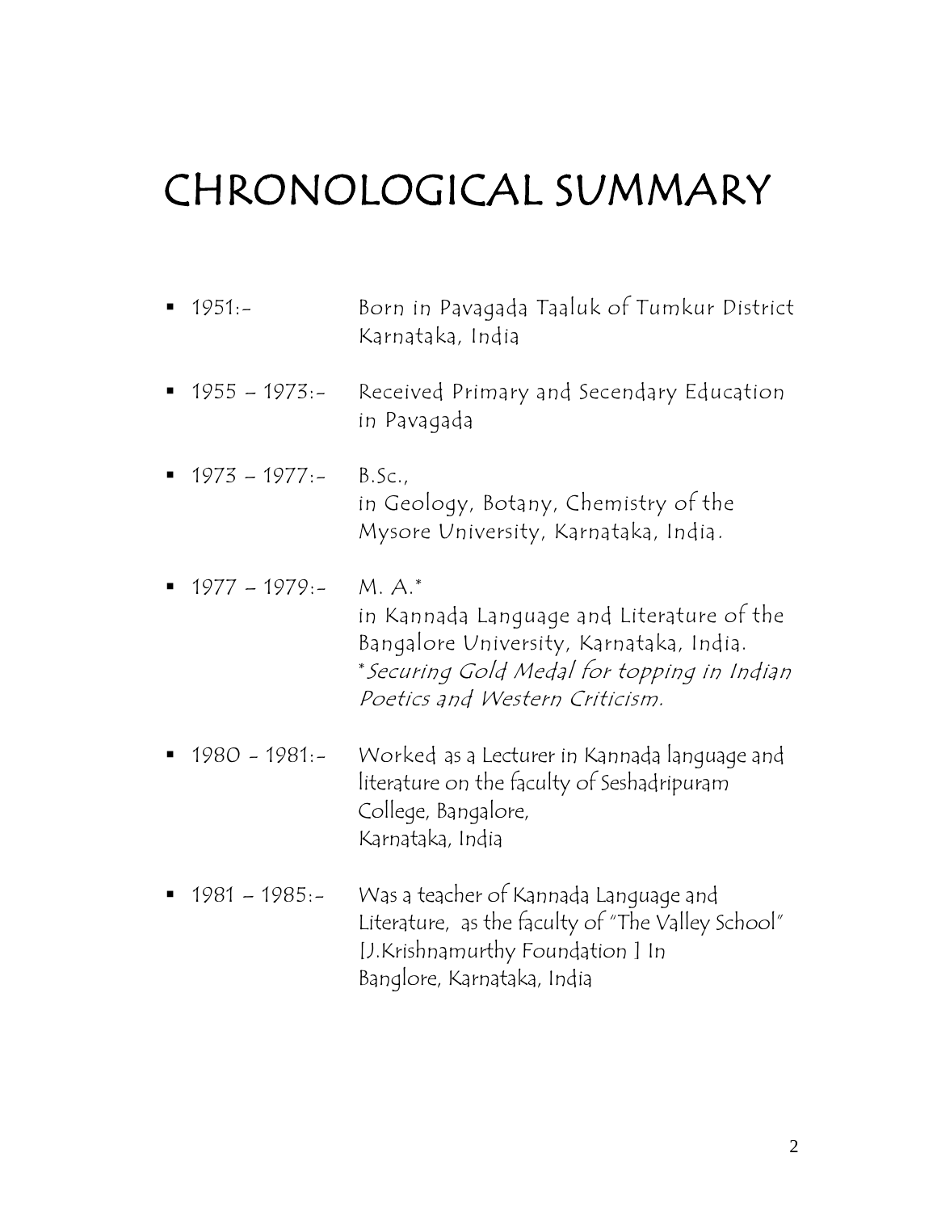# CHRONOLOGICAL SUMMARY

- 1951:- Born in Pavagada Taaluk of Tumkur District Karnataka, India

- 1955 – 1973:- Received Primary and Secendary Education in Pavagada

- 1973 – 1977:- B.Sc., in Geology, Botany, Chemistry of the Mysore University, Karnataka, India.

- 1977 – 1979:- M. A.* in Kannada Language and Literature of the Bangalore University, Karnataka, India. *\*Securing Gold Medal for topping in Indian Poetics and Western Criticism.*

- 1980 - 1981:- Worked as a Lecturer in Kannada language and literature on the faculty of Seshadripuram College, Bangalore, Karnataka, India

- 1981 – 1985:- Was a teacher of Kannada Language and Literature, as the faculty of "The Valley School" [J.Krishnamurthy Foundation ] In Banglore, Karnataka, India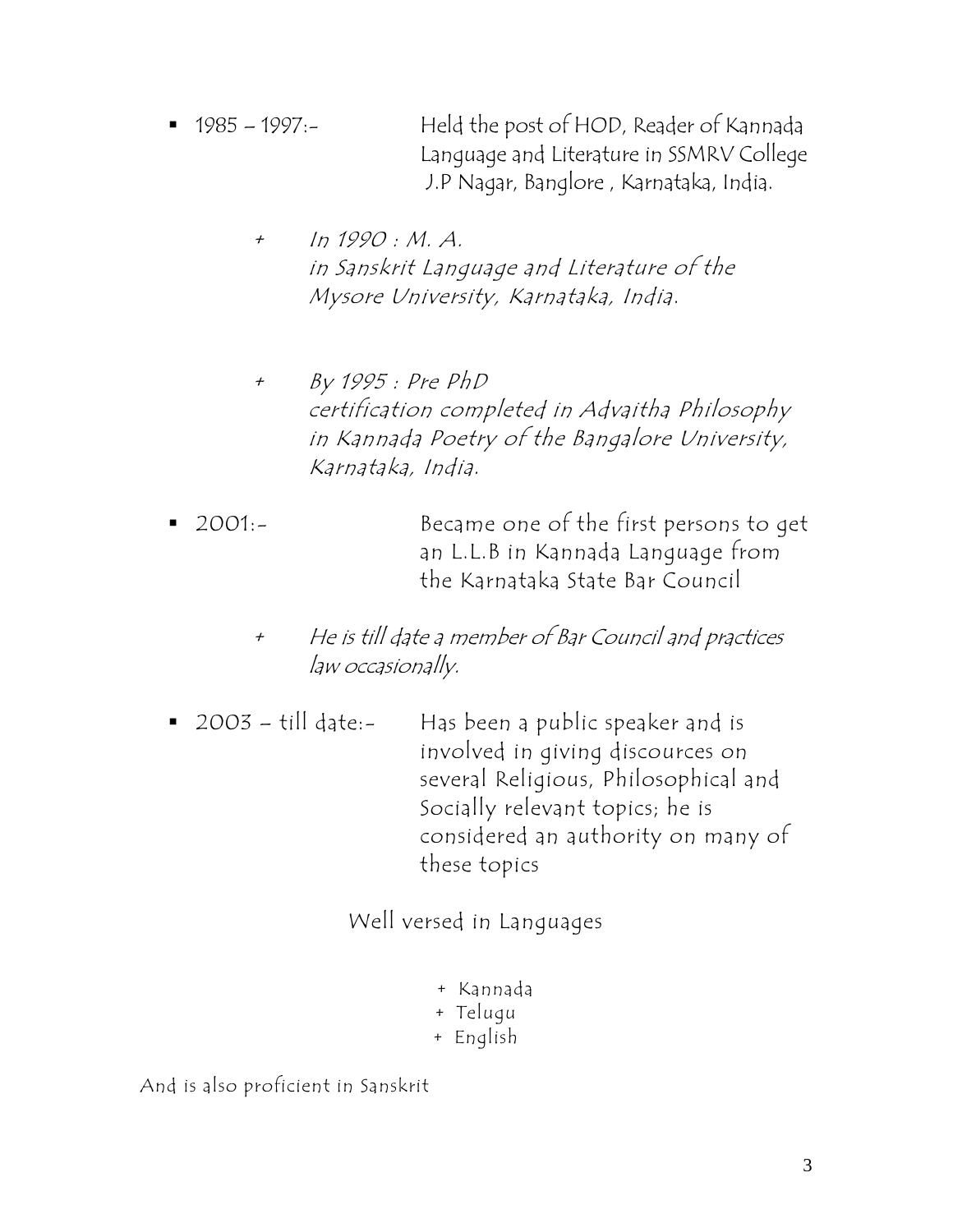- 1985 – 1997:- Held the post of HOD, Reader of Kannada Language and Literature in SSMRV College J.P Nagar, Banglore , Karnataka, India.

  + *In 1990 : M. A. in Sanskrit Language and Literature of the Mysore University, Karnataka, India.*

  + *By 1995 : Pre PhD certification completed in Advaitha Philosophy in Kannada Poetry of the Bangalore University, Karnataka, India.*

- 2001:- Became one of the first persons to get an L.L.B in Kannada Language from the Karnataka State Bar Council

  + *He is till date a member of Bar Council and practices law occasionally.*

- 2003 – till date:- Has been a public speaker and is involved in giving discources on several Religious, Philosophical and Socially relevant topics; he is considered an authority on many of these topics

Well versed in Languages

+ Kannada
+ Telugu
+ English

And is also proficient in Sanskrit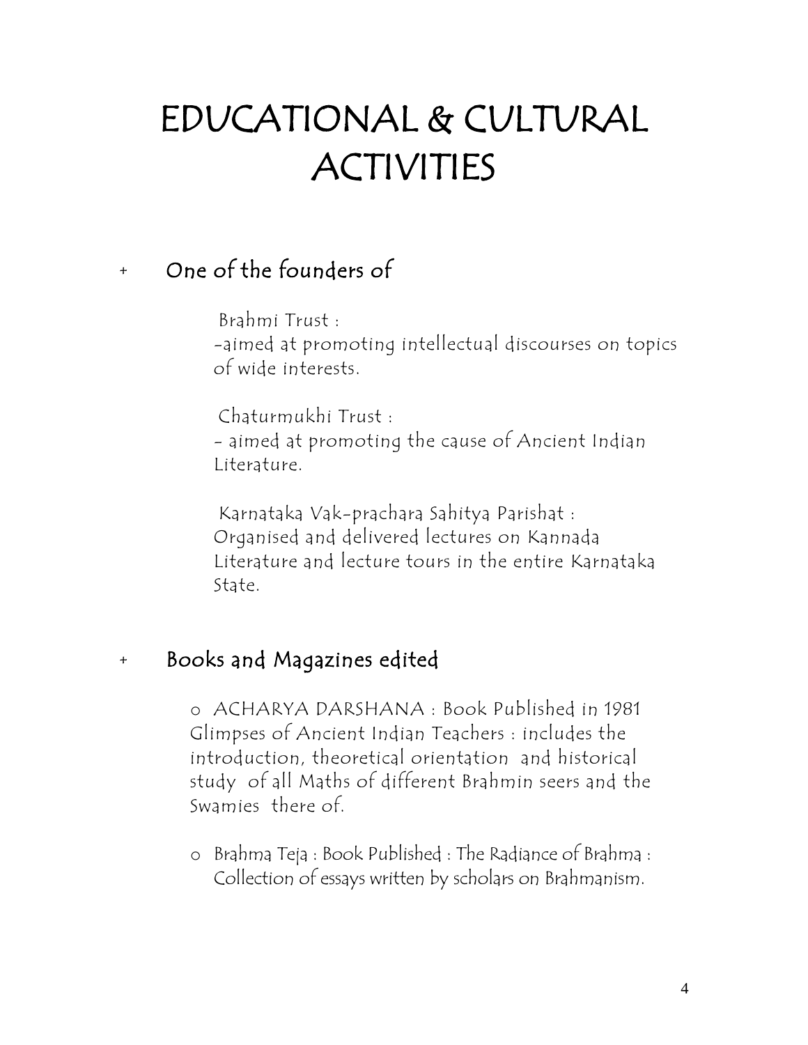# EDUCATIONAL & CULTURAL ACTIVITIES

+ One of the founders of

  Brahmi Trust :
  -aimed at promoting intellectual discourses on topics of wide interests.

  Chaturmukhi Trust :
  - aimed at promoting the cause of Ancient Indian Literature.

  Karnataka Vak-prachara Sahitya Parishat :
  Organised and delivered lectures on Kannada Literature and lecture tours in the entire Karnataka State.

+ Books and Magazines edited

  - ACHARYA DARSHANA : Book Published in 1981 Glimpses of Ancient Indian Teachers : includes the introduction, theoretical orientation and historical study of all Maths of different Brahmin seers and the Swamies there of.

  - Brahma Teja : Book Published : The Radiance of Brahma : Collection of essays written by scholars on Brahmanism.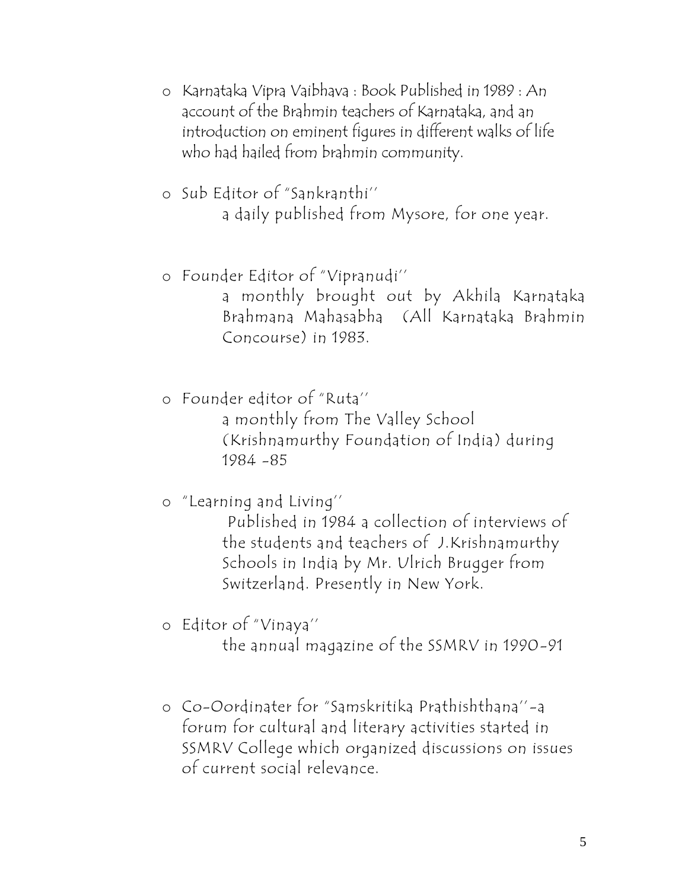- Karnataka Vipra Vaibhava : Book Published in 1989 : An account of the Brahmin teachers of Karnataka, and an introduction on eminent figures in different walks of life who had hailed from brahmin community.

- Sub Editor of "Sankranthi''
  a daily published from Mysore, for one year.

- Founder Editor of "Vipranudi''
  a monthly brought out by Akhila Karnataka Brahmana Mahasabha (All Karnataka Brahmin Concourse) in 1983.

- Founder editor of "Ruta''
  a monthly from The Valley School (Krishnamurthy Foundation of India) during 1984 -85

- "Learning and Living''
  Published in 1984 a collection of interviews of the students and teachers of J.Krishnamurthy Schools in India by Mr. Ulrich Brugger from Switzerland. Presently in New York.

- Editor of "Vinaya''
  the annual magazine of the SSMRV in 1990-91

- Co-Oordinater for "Samskritika Prathishthana''-a forum for cultural and literary activities started in SSMRV College which organized discussions on issues of current social relevance.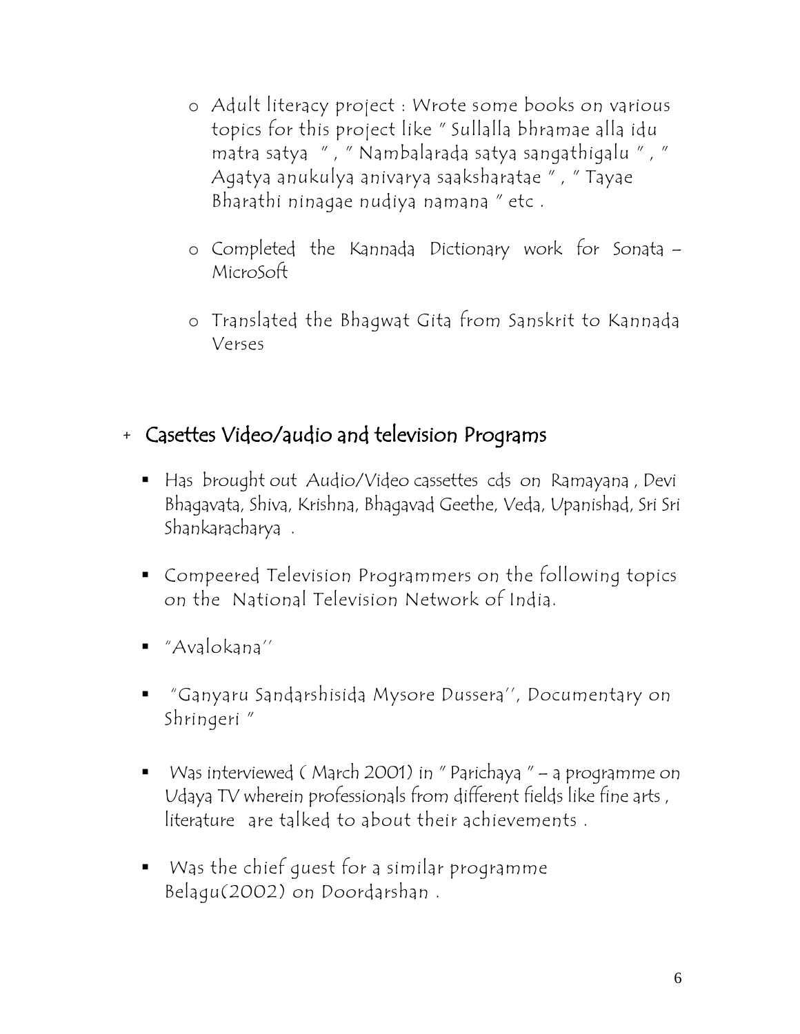- Adult literacy project : Wrote some books on various topics for this project like " Sullalla bhramae alla idu matra satya " , " Nambalarada satya sangathigalu " , " Agatya anukulya anivarya saaksharatae " , " Tayae Bharathi ninagae nudiya namana " etc .

- Completed the Kannada Dictionary work for Sonata – MicroSoft

- Translated the Bhagwat Gita from Sanskrit to Kannada Verses

## + Casettes Video/audio and television Programs

- Has brought out Audio/Video cassettes cds on Ramayana , Devi Bhagavata, Shiva, Krishna, Bhagavad Geethe, Veda, Upanishad, Sri Sri Shankaracharya .

- Compeered Television Programmers on the following topics on the National Television Network of India.

- "Avalokana''

- "Ganyaru Sandarshisida Mysore Dussera'', Documentary on Shringeri "

- Was interviewed ( March 2001) in " Parichaya " – a programme on Udaya TV wherein professionals from different fields like fine arts , literature are talked to about their achievements .

- Was the chief guest for a similar programme Belagu(2002) on Doordarshan .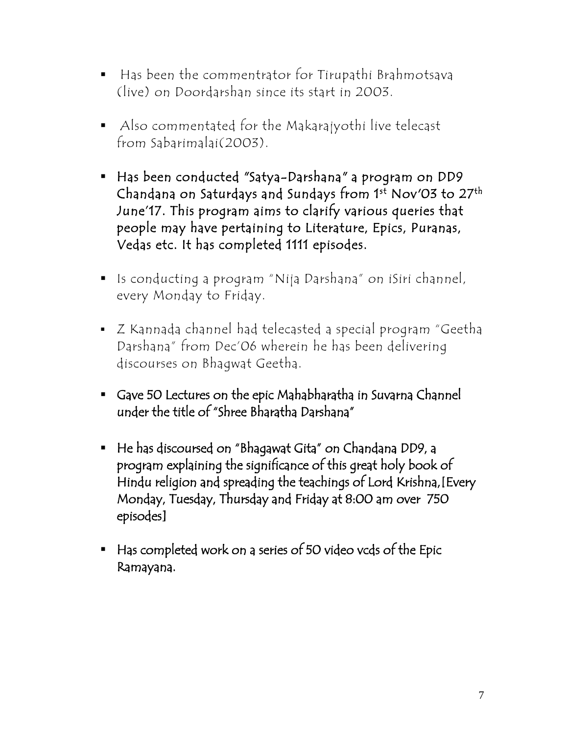- Has been the commentrator for Tirupathi Brahmotsava (live) on Doordarshan since its start in 2003.
- Also commentated for the Makarajyothi live telecast from Sabarimalai(2003).
- Has been conducted "Satya-Darshana" a program on DD9 Chandana on Saturdays and Sundays from 1st Nov'03 to 27th June'17. This program aims to clarify various queries that people may have pertaining to Literature, Epics, Puranas, Vedas etc. It has completed 1111 episodes.
- Is conducting a program "Nija Darshana" on iSiri channel, every Monday to Friday.
- Z Kannada channel had telecasted a special program "Geetha Darshana" from Dec'06 wherein he has been delivering discourses on Bhagwat Geetha.
- Gave 50 Lectures on the epic Mahabharatha in Suvarna Channel under the title of "Shree Bharatha Darshana"
- He has discoursed on "Bhagawat Gita" on Chandana DD9, a program explaining the significance of this great holy book of Hindu religion and spreading the teachings of Lord Krishna,[Every Monday, Tuesday, Thursday and Friday at 8:00 am over 750 episodes]
- Has completed work on a series of 50 video vcds of the Epic Ramayana.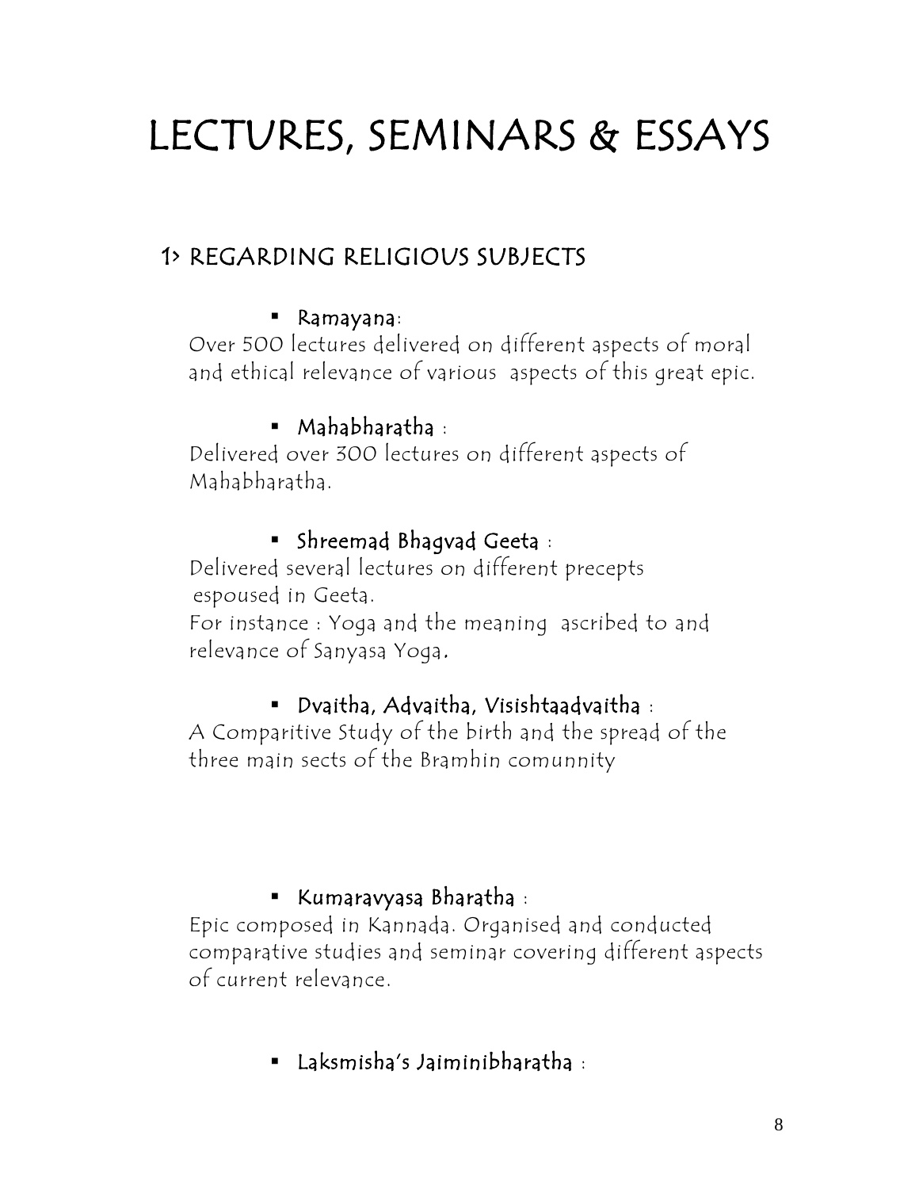# LECTURES, SEMINARS & ESSAYS

## 1> REGARDING RELIGIOUS SUBJECTS

- **Ramayana**:

Over 500 lectures delivered on different aspects of moral and ethical relevance of various aspects of this great epic.

- **Mahabharatha** :

Delivered over 300 lectures on different aspects of Mahabharatha.

- **Shreemad Bhagvad Geeta** :

Delivered several lectures on different precepts espoused in Geeta.
For instance : Yoga and the meaning ascribed to and relevance of Sanyasa Yoga.

- **Dvaitha, Advaitha, Visishtaadvaitha** :

A Comparitive Study of the birth and the spread of the three main sects of the Bramhin comunnity

- **Kumaravyasa Bharatha** :

Epic composed in Kannada. Organised and conducted comparative studies and seminar covering different aspects of current relevance.

- **Laksmisha's Jaiminibharatha** :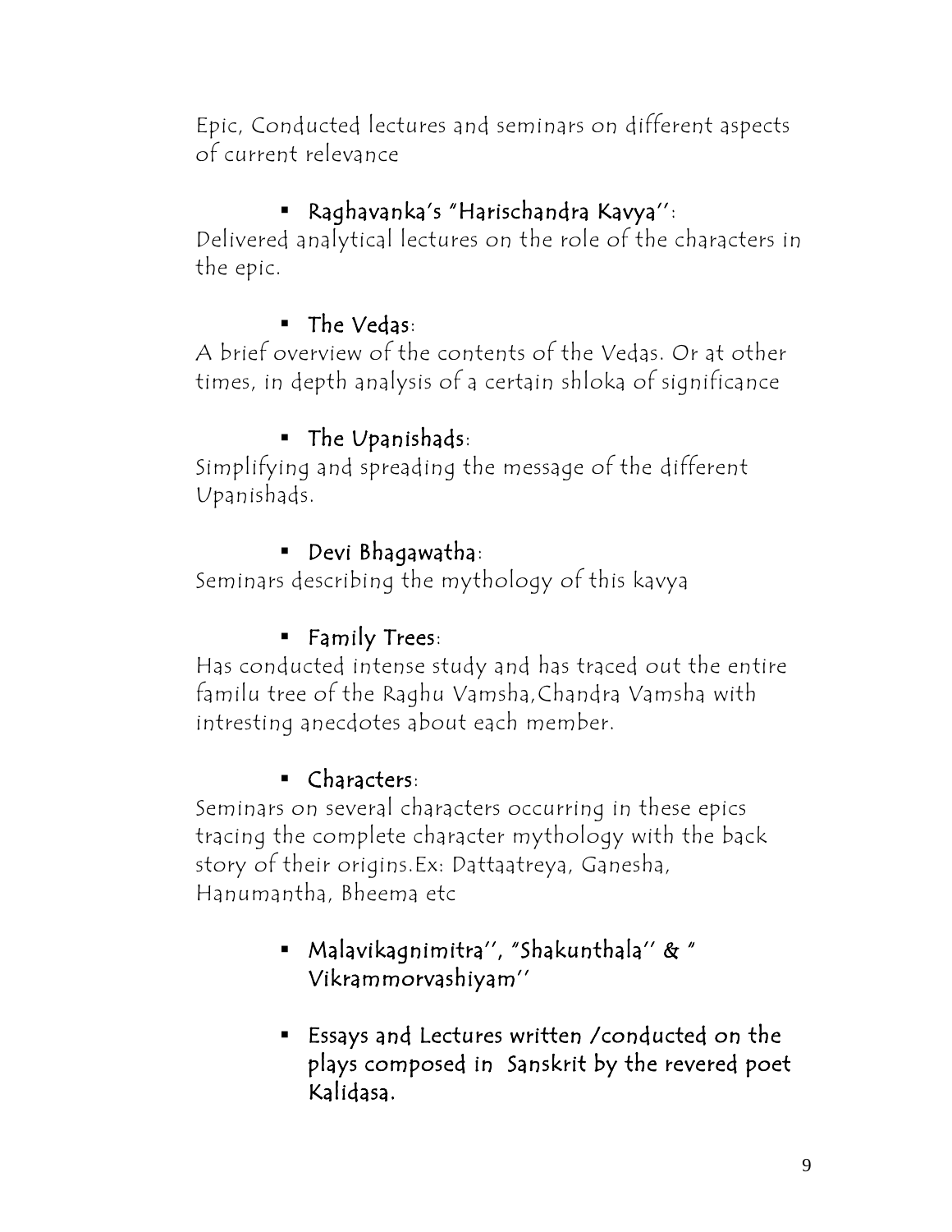Epic, Conducted lectures and seminars on different aspects of current relevance

- **Raghavanka's "Harischandra Kavya'':**

Delivered analytical lectures on the role of the characters in the epic.

- **The Vedas:**

A brief overview of the contents of the Vedas. Or at other times, in depth analysis of a certain shloka of significance

- **The Upanishads:**

Simplifying and spreading the message of the different Upanishads.

- **Devi Bhagawatha:**

Seminars describing the mythology of this kavya

- **Family Trees:**

Has conducted intense study and has traced out the entire familu tree of the Raghu Vamsha,Chandra Vamsha with intresting anecdotes about each member.

- **Characters:**

Seminars on several characters occurring in these epics tracing the complete character mythology with the back story of their origins.Ex: Dattaatreya, Ganesha, Hanumantha, Bheema etc

- **Malavikagnimitra'', "Shakunthala'' & " Vikrammorvashiyam''**

- **Essays and Lectures written /conducted on the plays composed in Sanskrit by the revered poet Kalidasa.**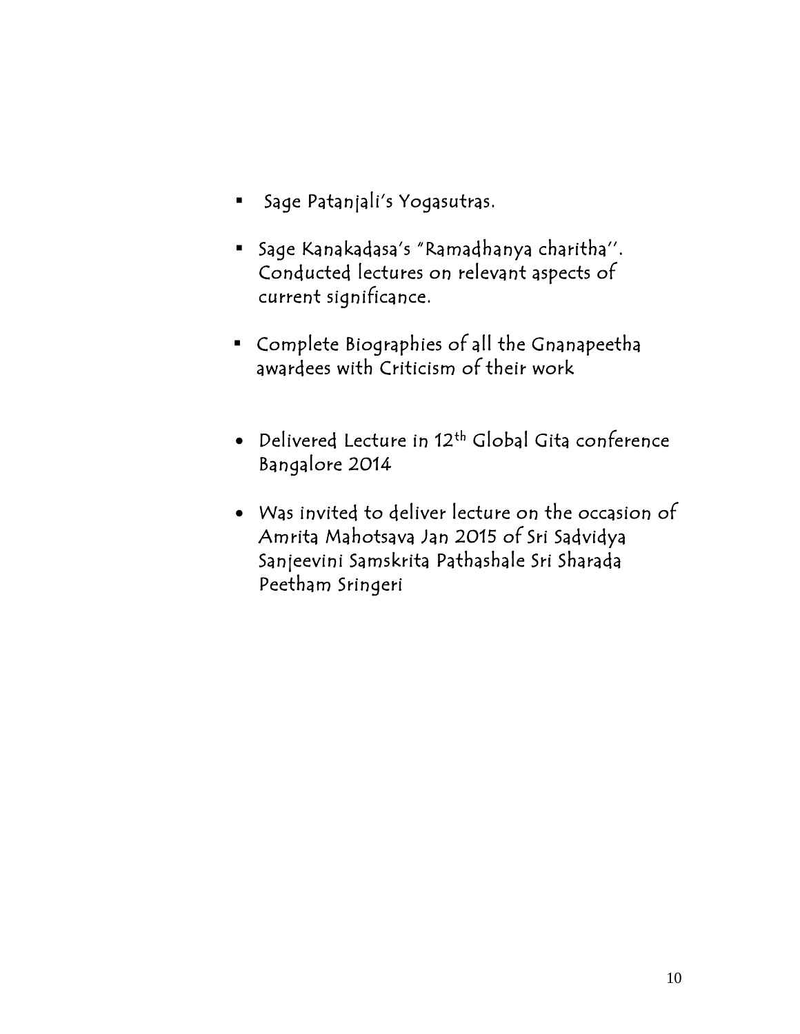- Sage Patanjali's Yogasutras.
- Sage Kanakadasa's "Ramadhanya charitha''. Conducted lectures on relevant aspects of current significance.
- Complete Biographies of all the Gnanapeetha awardees with Criticism of their work

- Delivered Lecture in 12th Global Gita conference Bangalore 2014
- Was invited to deliver lecture on the occasion of Amrita Mahotsava Jan 2015 of Sri Sadvidya Sanjeevini Samskrita Pathashale Sri Sharada Peetham Sringeri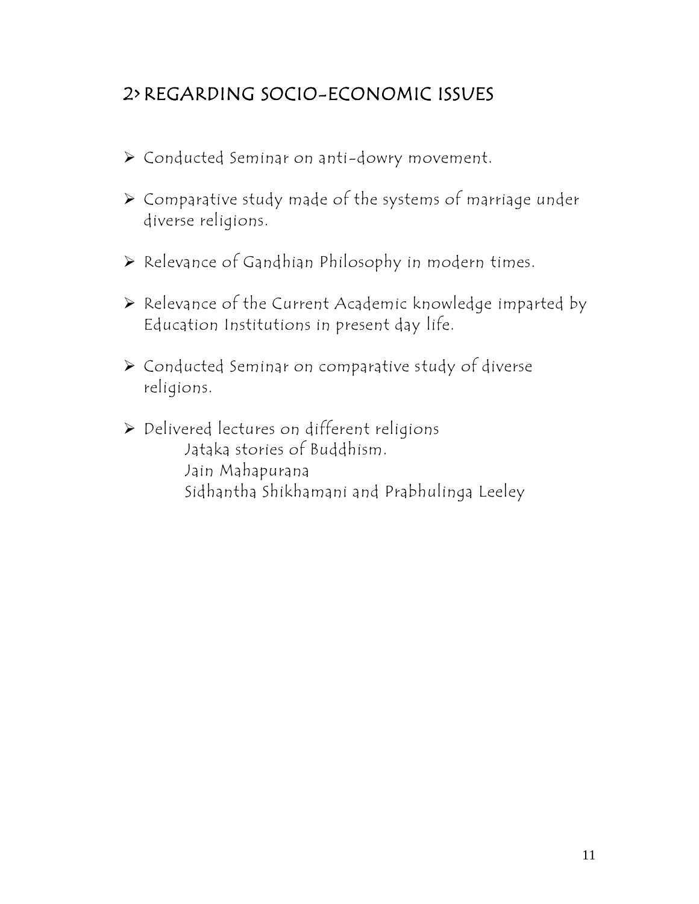## 2> REGARDING SOCIO-ECONOMIC ISSUES

- Conducted Seminar on anti-dowry movement.
- Comparative study made of the systems of marriage under diverse religions.
- Relevance of Gandhian Philosophy in modern times.
- Relevance of the Current Academic knowledge imparted by Education Institutions in present day life.
- Conducted Seminar on comparative study of diverse religions.
- Delivered lectures on different religions
  - Jataka stories of Buddhism.
  - Jain Mahapurana
  - Sidhantha Shikhamani and Prabhulinga Leeley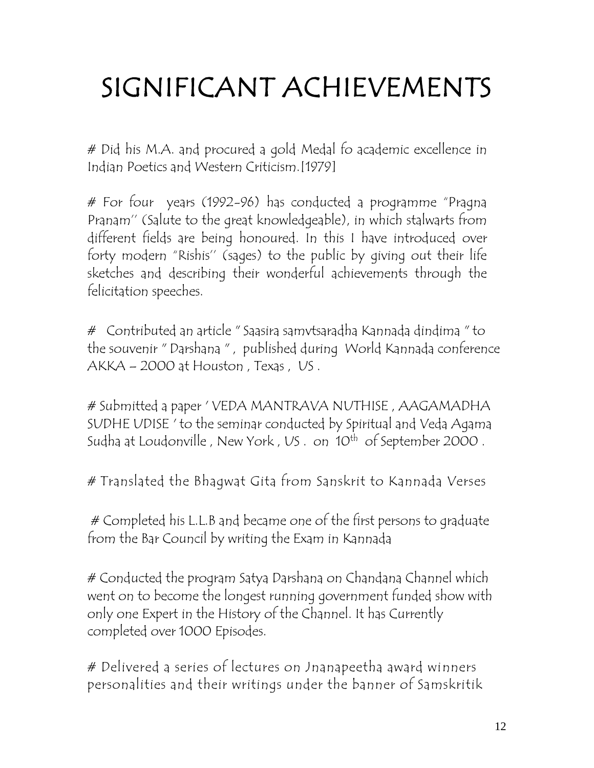# SIGNIFICANT ACHIEVEMENTS

# Did his M.A. and procured a gold Medal fo academic excellence in Indian Poetics and Western Criticism.[1979]

# For four years (1992-96) has conducted a programme "Pragna Pranam" (Salute to the great knowledgeable), in which stalwarts from different fields are being honoured. In this I have introduced over forty modern "Rishis" (sages) to the public by giving out their life sketches and describing their wonderful achievements through the felicitation speeches.

# Contributed an article " Saasira samvtsaradha Kannada dindima " to the souvenir " Darshana " , published during World Kannada conference AKKA – 2000 at Houston , Texas , US .

# Submitted a paper ' VEDA MANTRAVA NUTHISE , AAGAMADHA SUDHE UDISE ' to the seminar conducted by Spiritual and Veda Agama Sudha at Loudonville , New York , US . on 10th of September 2000 .

# Translated the Bhagwat Gita from Sanskrit to Kannada Verses

# Completed his L.L.B and became one of the first persons to graduate from the Bar Council by writing the Exam in Kannada

# Conducted the program Satya Darshana on Chandana Channel which went on to become the longest running government funded show with only one Expert in the History of the Channel. It has Currently completed over 1000 Episodes.

# Delivered a series of lectures on Jnanapeetha award winners personalities and their writings under the banner of Samskritik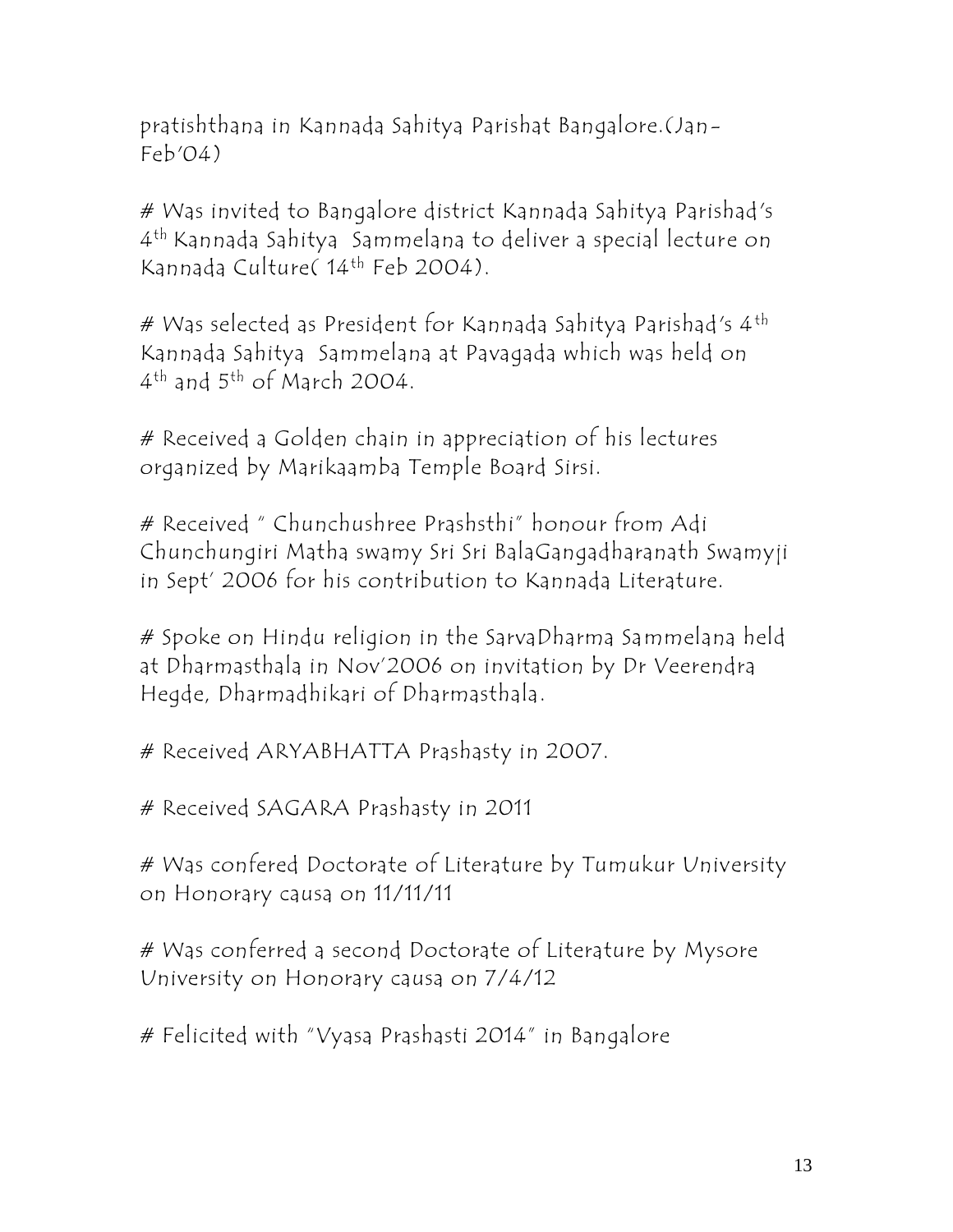pratishthana in Kannada Sahitya Parishat Bangalore.(Jan-Feb'04)

# Was invited to Bangalore district Kannada Sahitya Parishad's 4th Kannada Sahitya Sammelana to deliver a special lecture on Kannada Culture( 14th Feb 2004).

# Was selected as President for Kannada Sahitya Parishad's 4th Kannada Sahitya Sammelana at Pavagada which was held on 4th and 5th of March 2004.

# Received a Golden chain in appreciation of his lectures organized by Marikaamba Temple Board Sirsi.

# Received " Chunchushree Prashsthi" honour from Adi Chunchungiri Matha swamy Sri Sri BalaGangadharanath Swamyji in Sept' 2006 for his contribution to Kannada Literature.

# Spoke on Hindu religion in the SarvaDharma Sammelana held at Dharmasthala in Nov'2006 on invitation by Dr Veerendra Hegde, Dharmadhikari of Dharmasthala.

# Received ARYABHATTA Prashasty in 2007.

# Received SAGARA Prashasty in 2011

# Was confered Doctorate of Literature by Tumukur University on Honorary causa on 11/11/11

# Was conferred a second Doctorate of Literature by Mysore University on Honorary causa on 7/4/12

# Felicited with "Vyasa Prashasti 2014" in Bangalore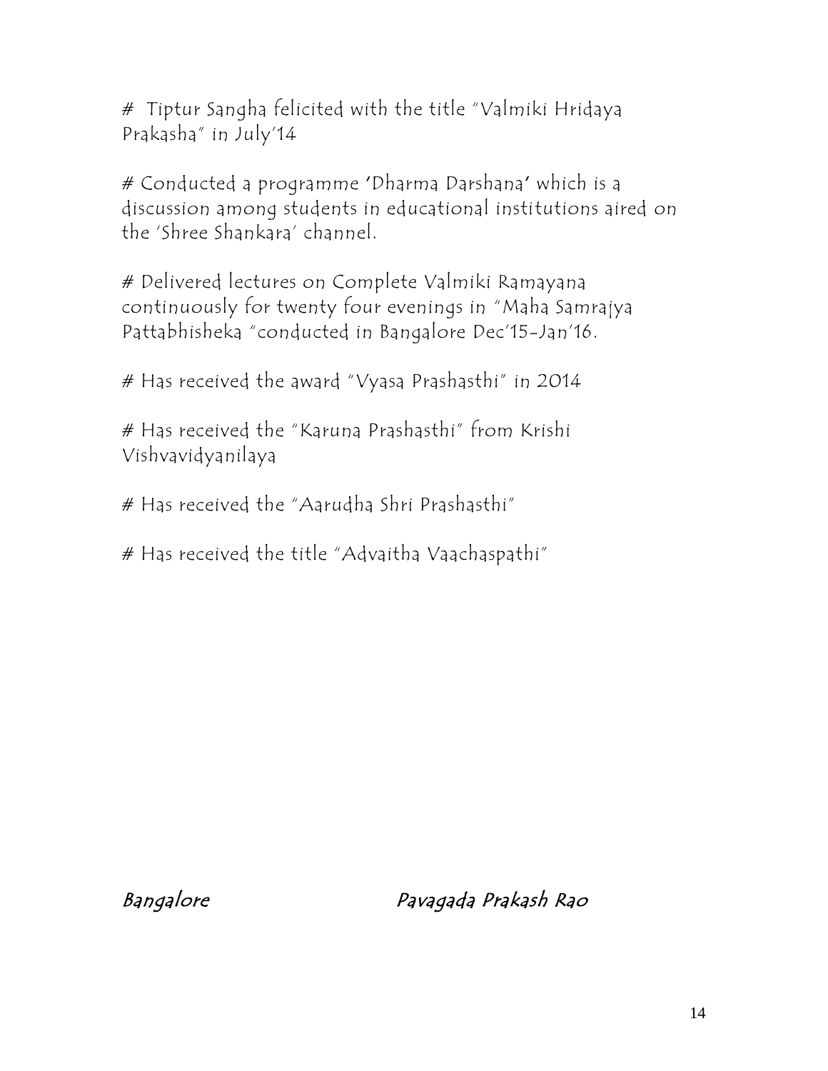# Tiptur Sangha felicited with the title "Valmiki Hridaya Prakasha" in July'14

# Conducted a programme 'Dharma Darshana' which is a discussion among students in educational institutions aired on the 'Shree Shankara' channel.

# Delivered lectures on Complete Valmiki Ramayana continuously for twenty four evenings in "Maha Samrajya Pattabhisheka "conducted in Bangalore Dec'15-Jan'16.

# Has received the award "Vyasa Prashasthi" in 2014

# Has received the "Karuna Prashasthi" from Krishi Vishvavidyanilaya

# Has received the "Aarudha Shri Prashasthi"

# Has received the title "Advaitha Vaachaspathi"

*Bangalore* *Pavagada Prakash Rao*